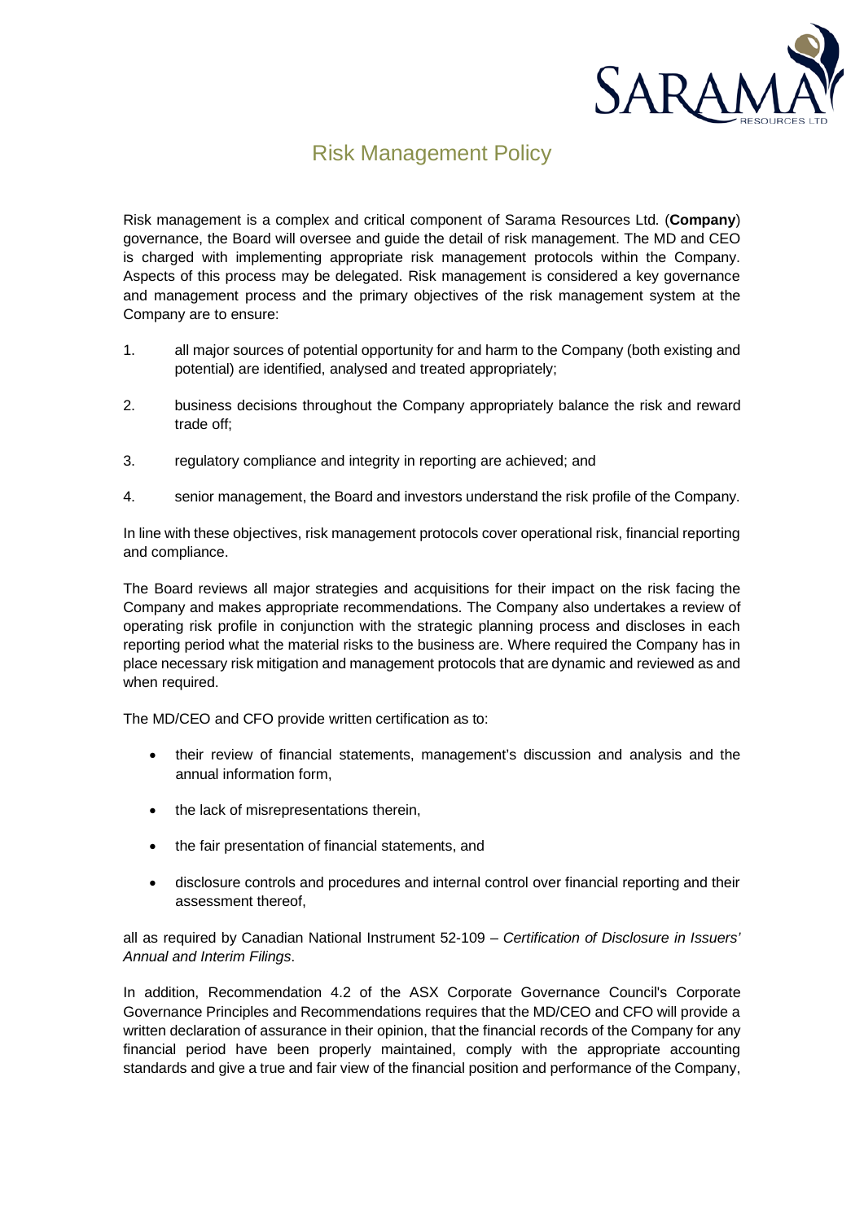# Risk Management Policy

Risk management is a complex and critical component of Sarama Resources Ltd. (**Company**) governance, the Board will oversee and guide the detail of risk management. The MD and CEO is charged with implementing appropriate risk management protocols within the Company. Aspects of this process may be delegated. Risk management is considered a key governance and management process and the primary objectives of the risk management system at the Company are to ensure:

1. all major sources of potential opportunity for and harm to the Company (both existing and potential) are identified, analysed and treated appropriately;
2. business decisions throughout the Company appropriately balance the risk and reward trade off;
3. regulatory compliance and integrity in reporting are achieved; and
4. senior management, the Board and investors understand the risk profile of the Company.

In line with these objectives, risk management protocols cover operational risk, financial reporting and compliance.

The Board reviews all major strategies and acquisitions for their impact on the risk facing the Company and makes appropriate recommendations. The Company also undertakes a review of operating risk profile in conjunction with the strategic planning process and discloses in each reporting period what the material risks to the business are. Where required the Company has in place necessary risk mitigation and management protocols that are dynamic and reviewed as and when required.

The MD/CEO and CFO provide written certification as to:

- their review of financial statements, management's discussion and analysis and the annual information form,
- the lack of misrepresentations therein,
- the fair presentation of financial statements, and
- disclosure controls and procedures and internal control over financial reporting and their assessment thereof,

all as required by Canadian National Instrument 52-109 – *Certification of Disclosure in Issuers' Annual and Interim Filings*.

In addition, Recommendation 4.2 of the ASX Corporate Governance Council's Corporate Governance Principles and Recommendations requires that the MD/CEO and CFO will provide a written declaration of assurance in their opinion, that the financial records of the Company for any financial period have been properly maintained, comply with the appropriate accounting standards and give a true and fair view of the financial position and performance of the Company,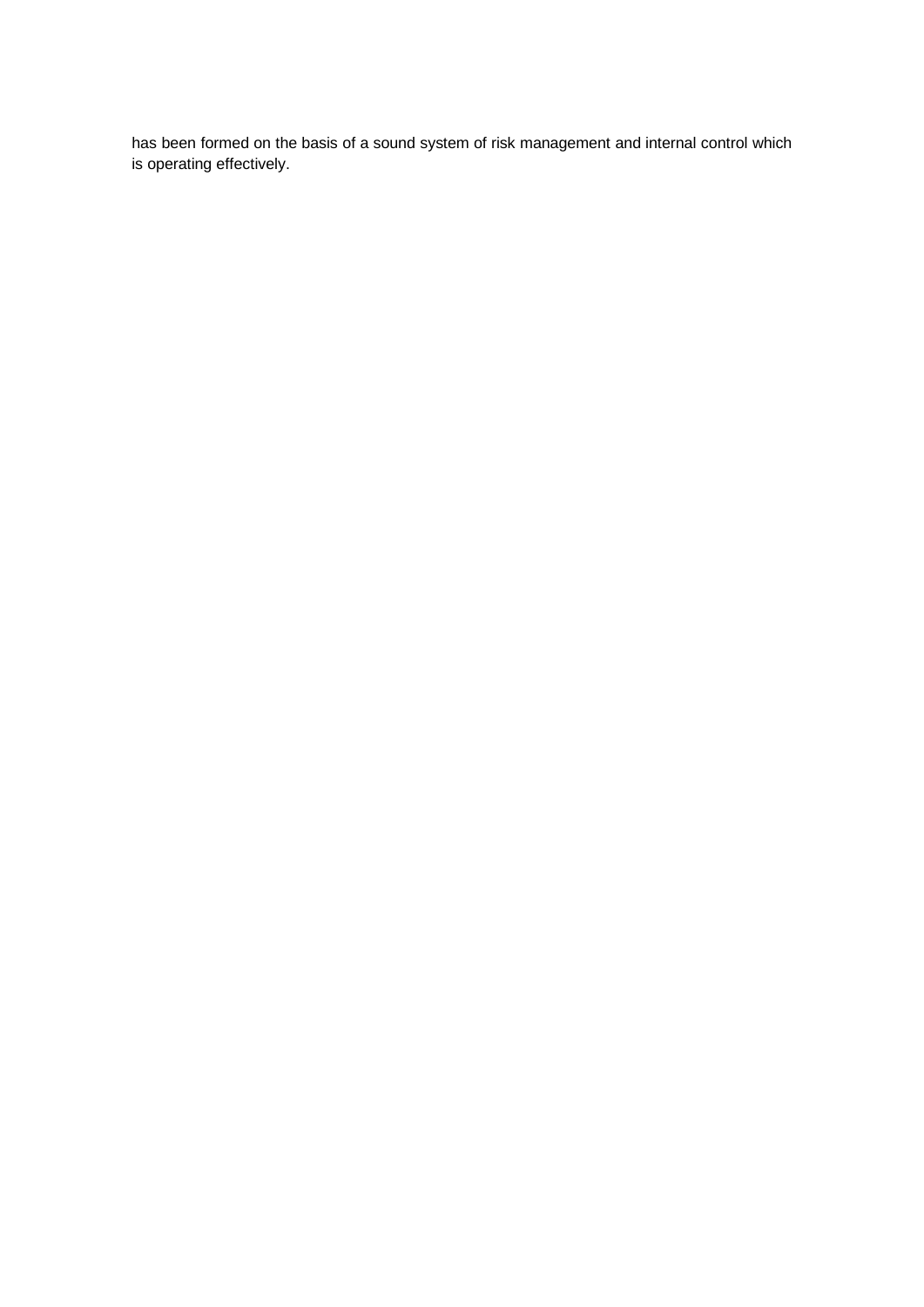has been formed on the basis of a sound system of risk management and internal control which is operating effectively.